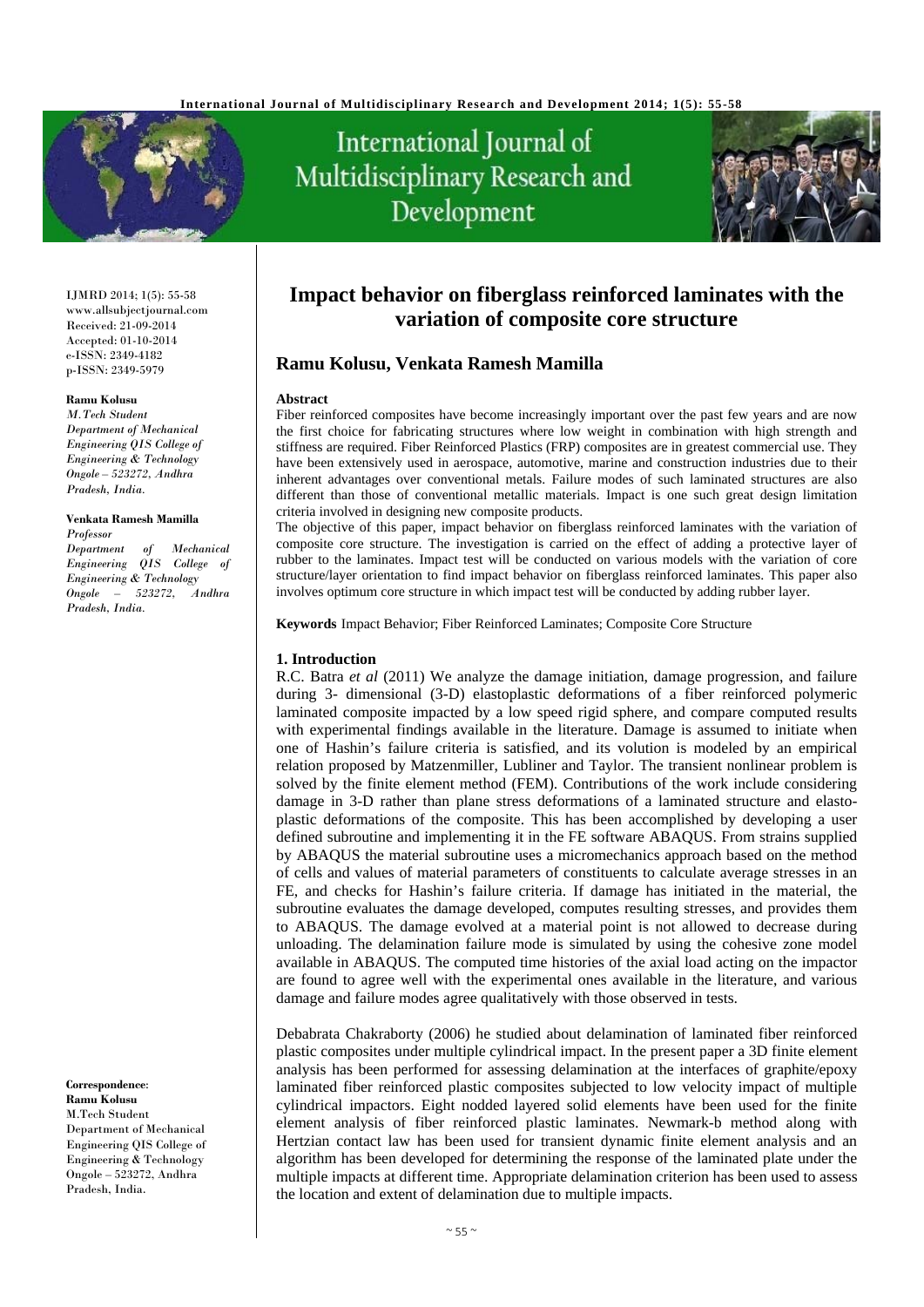# Impact behavior on fiberglass reinforced laminates with the variation of composite core structure

## Ramu Kolusu, Venkata Ramesh Mamilla

IJMRD 2014; 1(5): 55-58
www.allsubjectjournal.com
Received: 21-09-2014
Accepted: 01-10-2014
e-ISSN: 2349-4182
p-ISSN: 2349-5979

**Ramu Kolusu**
*M.Tech Student*
*Department of Mechanical Engineering QIS College of Engineering & Technology Ongole – 523272, Andhra Pradesh, India.*

**Venkata Ramesh Mamilla**
*Professor*
*Department of Mechanical Engineering QIS College of Engineering & Technology Ongole – 523272, Andhra Pradesh, India.*

**Correspondence**:
**Ramu Kolusu**
M.Tech Student
Department of Mechanical Engineering QIS College of Engineering & Technology
Ongole – 523272, Andhra Pradesh, India.

**Abstract**

Fiber reinforced composites have become increasingly important over the past few years and are now the first choice for fabricating structures where low weight in combination with high strength and stiffness are required. Fiber Reinforced Plastics (FRP) composites are in greatest commercial use. They have been extensively used in aerospace, automotive, marine and construction industries due to their inherent advantages over conventional metals. Failure modes of such laminated structures are also different than those of conventional metallic materials. Impact is one such great design limitation criteria involved in designing new composite products.

The objective of this paper, impact behavior on fiberglass reinforced laminates with the variation of composite core structure. The investigation is carried on the effect of adding a protective layer of rubber to the laminates. Impact test will be conducted on various models with the variation of core structure/layer orientation to find impact behavior on fiberglass reinforced laminates. This paper also involves optimum core structure in which impact test will be conducted by adding rubber layer.

**Keywords** Impact Behavior; Fiber Reinforced Laminates; Composite Core Structure

### 1. Introduction

R.C. Batra *et al* (2011) We analyze the damage initiation, damage progression, and failure during 3- dimensional (3-D) elastoplastic deformations of a fiber reinforced polymeric laminated composite impacted by a low speed rigid sphere, and compare computed results with experimental findings available in the literature. Damage is assumed to initiate when one of Hashin's failure criteria is satisfied, and its volution is modeled by an empirical relation proposed by Matzenmiller, Lubliner and Taylor. The transient nonlinear problem is solved by the finite element method (FEM). Contributions of the work include considering damage in 3-D rather than plane stress deformations of a laminated structure and elasto-plastic deformations of the composite. This has been accomplished by developing a user defined subroutine and implementing it in the FE software ABAQUS. From strains supplied by ABAQUS the material subroutine uses a micromechanics approach based on the method of cells and values of material parameters of constituents to calculate average stresses in an FE, and checks for Hashin's failure criteria. If damage has initiated in the material, the subroutine evaluates the damage developed, computes resulting stresses, and provides them to ABAQUS. The damage evolved at a material point is not allowed to decrease during unloading. The delamination failure mode is simulated by using the cohesive zone model available in ABAQUS. The computed time histories of the axial load acting on the impactor are found to agree well with the experimental ones available in the literature, and various damage and failure modes agree qualitatively with those observed in tests.

Debabrata Chakraborty (2006) he studied about delamination of laminated fiber reinforced plastic composites under multiple cylindrical impact. In the present paper a 3D finite element analysis has been performed for assessing delamination at the interfaces of graphite/epoxy laminated fiber reinforced plastic composites subjected to low velocity impact of multiple cylindrical impactors. Eight nodded layered solid elements have been used for the finite element analysis of fiber reinforced plastic laminates. Newmark-b method along with Hertzian contact law has been used for transient dynamic finite element analysis and an algorithm has been developed for determining the response of the laminated plate under the multiple impacts at different time. Appropriate delamination criterion has been used to assess the location and extent of delamination due to multiple impacts.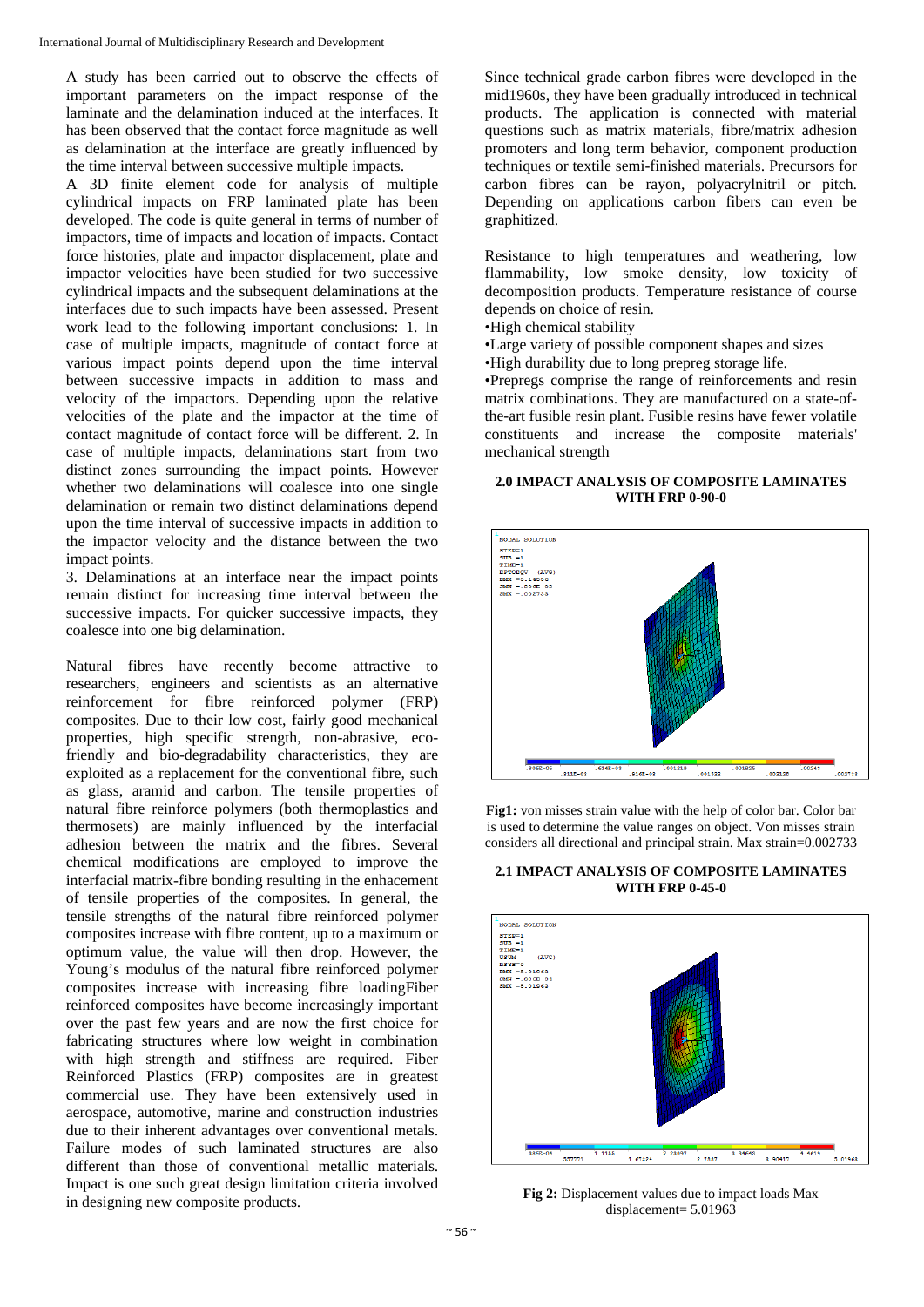A study has been carried out to observe the effects of important parameters on the impact response of the laminate and the delamination induced at the interfaces. It has been observed that the contact force magnitude as well as delamination at the interface are greatly influenced by the time interval between successive multiple impacts.

A 3D finite element code for analysis of multiple cylindrical impacts on FRP laminated plate has been developed. The code is quite general in terms of number of impactors, time of impacts and location of impacts. Contact force histories, plate and impactor displacement, plate and impactor velocities have been studied for two successive cylindrical impacts and the subsequent delaminations at the interfaces due to such impacts have been assessed. Present work lead to the following important conclusions: 1. In case of multiple impacts, magnitude of contact force at various impact points depend upon the time interval between successive impacts in addition to mass and velocity of the impactors. Depending upon the relative velocities of the plate and the impactor at the time of contact magnitude of contact force will be different. 2. In case of multiple impacts, delaminations start from two distinct zones surrounding the impact points. However whether two delaminations will coalesce into one single delamination or remain two distinct delaminations depend upon the time interval of successive impacts in addition to the impactor velocity and the distance between the two impact points.

3. Delaminations at an interface near the impact points remain distinct for increasing time interval between the successive impacts. For quicker successive impacts, they coalesce into one big delamination.

Natural fibres have recently become attractive to researchers, engineers and scientists as an alternative reinforcement for fibre reinforced polymer (FRP) composites. Due to their low cost, fairly good mechanical properties, high specific strength, non-abrasive, eco-friendly and bio-degradability characteristics, they are exploited as a replacement for the conventional fibre, such as glass, aramid and carbon. The tensile properties of natural fibre reinforce polymers (both thermoplastics and thermosets) are mainly influenced by the interfacial adhesion between the matrix and the fibres. Several chemical modifications are employed to improve the interfacial matrix-fibre bonding resulting in the enhancement of tensile properties of the composites. In general, the tensile strengths of the natural fibre reinforced polymer composites increase with fibre content, up to a maximum or optimum value, the value will then drop. However, the Young's modulus of the natural fibre reinforced polymer composites increase with increasing fibre loadingFiber reinforced composites have become increasingly important over the past few years and are now the first choice for fabricating structures where low weight in combination with high strength and stiffness are required. Fiber Reinforced Plastics (FRP) composites are in greatest commercial use. They have been extensively used in aerospace, automotive, marine and construction industries due to their inherent advantages over conventional metals. Failure modes of such laminated structures are also different than those of conventional metallic materials. Impact is one such great design limitation criteria involved in designing new composite products.

Since technical grade carbon fibres were developed in the mid1960s, they have been gradually introduced in technical products. The application is connected with material questions such as matrix materials, fibre/matrix adhesion promoters and long term behavior, component production techniques or textile semi-finished materials. Precursors for carbon fibres can be rayon, polyacrylnitril or pitch. Depending on applications carbon fibers can even be graphitized.

Resistance to high temperatures and weathering, low flammability, low smoke density, low toxicity of decomposition products. Temperature resistance of course depends on choice of resin.

- High chemical stability
- Large variety of possible component shapes and sizes
- High durability due to long prepreg storage life.
- Prepregs comprise the range of reinforcements and resin matrix combinations. They are manufactured on a state-of-the-art fusible resin plant. Fusible resins have fewer volatile constituents and increase the composite materials' mechanical strength

## 2.0 IMPACT ANALYSIS OF COMPOSITE LAMINATES WITH FRP 0-90-0

**Fig1:** von misses strain value with the help of color bar. Color bar is used to determine the value ranges on object. Von misses strain considers all directional and principal strain. Max strain=0.002733

## 2.1 IMPACT ANALYSIS OF COMPOSITE LAMINATES WITH FRP 0-45-0

**Fig 2:** Displacement values due to impact loads Max displacement= 5.01963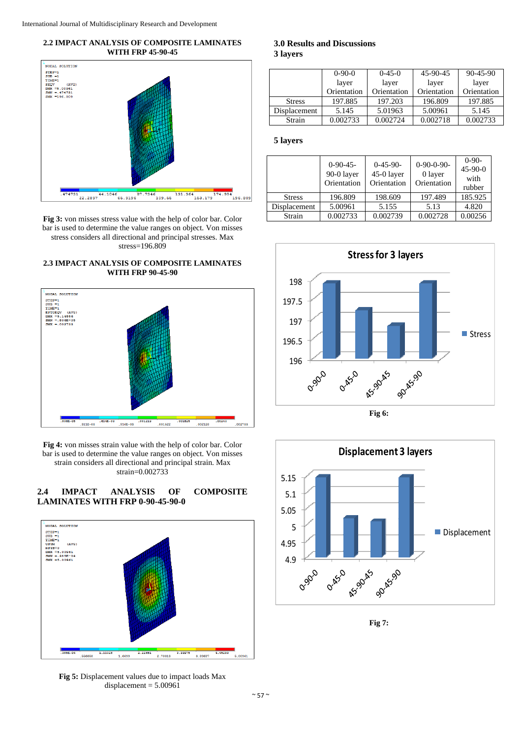### 2.2 IMPACT ANALYSIS OF COMPOSITE LAMINATES WITH FRP 45-90-45

**Fig 3:** von misses stress value with the help of color bar. Color bar is used to determine the value ranges on object. Von misses stress considers all directional and principal stresses. Max stress=196.809

### 2.3 IMPACT ANALYSIS OF COMPOSITE LAMINATES WITH FRP 90-45-90

**Fig 4:** von misses strain value with the help of color bar. Color bar is used to determine the value ranges on object. Von misses strain considers all directional and principal strain. Max strain=0.002733

### 2.4 IMPACT ANALYSIS OF COMPOSITE LAMINATES WITH FRP 0-90-45-90-0

**Fig 5:** Displacement values due to impact loads Max displacement = 5.00961

## 3.0 Results and Discussions

### 3 layers

| | 0-90-0 layer Orientation | 0-45-0 layer Orientation | 45-90-45 layer Orientation | 90-45-90 layer Orientation |
|---|---|---|---|---|
| Stress | 197.885 | 197.203 | 196.809 | 197.885 |
| Displacement | 5.145 | 5.01963 | 5.00961 | 5.145 |
| Strain | 0.002733 | 0.002724 | 0.002718 | 0.002733 |

### 5 layers

| | 0-90-45-90-0 layer Orientation | 0-45-90-45-0 layer Orientation | 0-90-0-90-0 layer Orientation | 0-90-45-90-0 with rubber |
|---|---|---|---|---|
| Stress | 196.809 | 198.609 | 197.489 | 185.925 |
| Displacement | 5.00961 | 5.155 | 5.13 | 4.820 |
| Strain | 0.002733 | 0.002739 | 0.002728 | 0.00256 |

**Fig 6:**

**Fig 7:**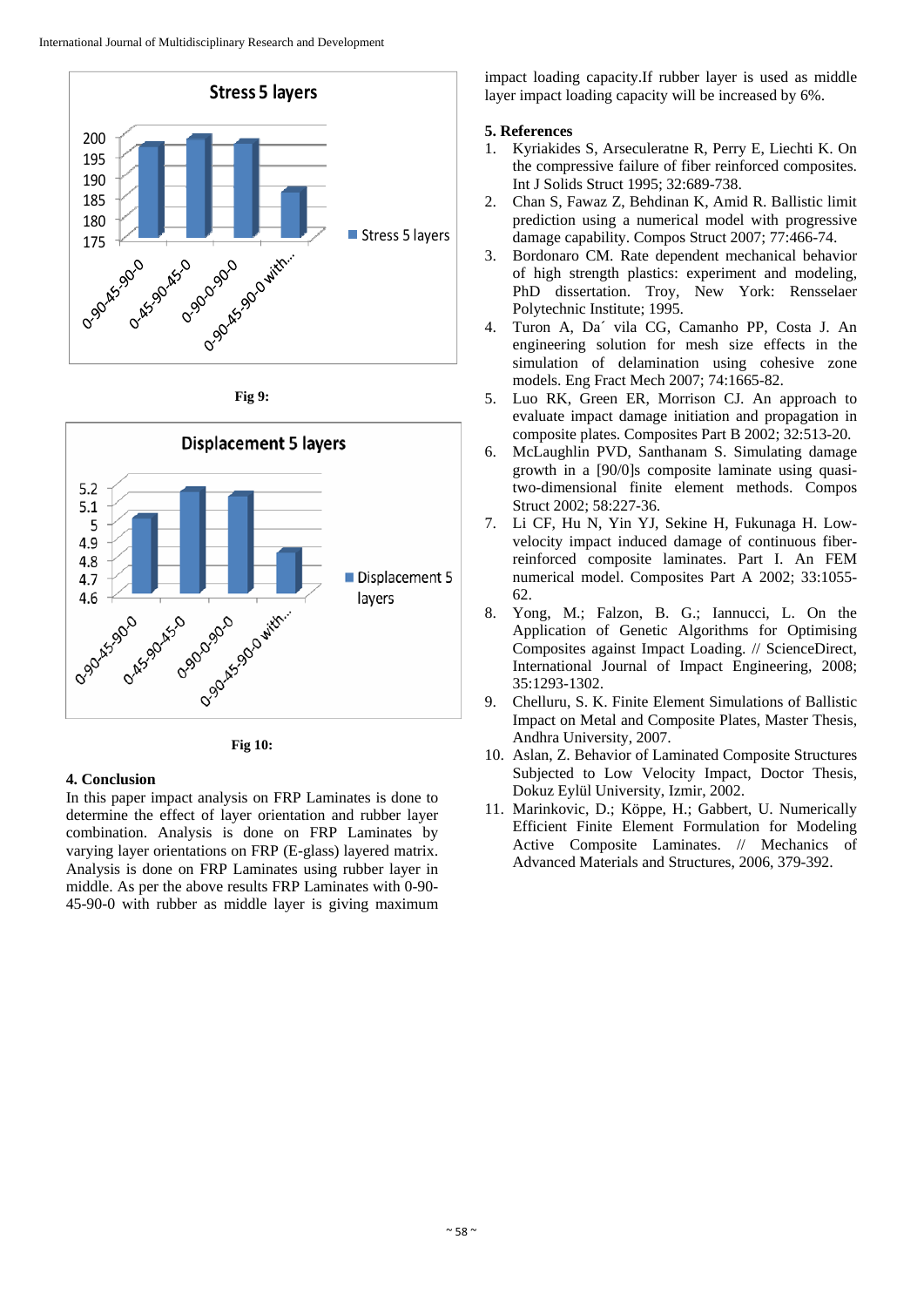Stress 5 layers

200
195
190
185
180
175

0-90-45-90-0
0-45-90-45-0
0-90-0-90-0
0-90-45-90-0 with...

Stress 5 layers

**Fig 9:**

Displacement 5 layers

5.2
5.1
5
4.9
4.8
4.7
4.6

0-90-45-90-0
0-45-90-45-0
0-90-0-90-0
0-90-45-90-0 with...

Displacement 5 layers

**Fig 10:**

## 4. Conclusion

In this paper impact analysis on FRP Laminates is done to determine the effect of layer orientation and rubber layer combination. Analysis is done on FRP Laminates by varying layer orientations on FRP (E-glass) layered matrix. Analysis is done on FRP Laminates using rubber layer in middle. As per the above results FRP Laminates with 0-90-45-90-0 with rubber as middle layer is giving maximum impact loading capacity.If rubber layer is used as middle layer impact loading capacity will be increased by 6%.

## 5. References

1. Kyriakides S, Arseculeratne R, Perry E, Liechti K. On the compressive failure of fiber reinforced composites. Int J Solids Struct 1995; 32:689-738.
2. Chan S, Fawaz Z, Behdinan K, Amid R. Ballistic limit prediction using a numerical model with progressive damage capability. Compos Struct 2007; 77:466-74.
3. Bordonaro CM. Rate dependent mechanical behavior of high strength plastics: experiment and modeling, PhD dissertation. Troy, New York: Rensselaer Polytechnic Institute; 1995.
4. Turon A, Da´ vila CG, Camanho PP, Costa J. An engineering solution for mesh size effects in the simulation of delamination using cohesive zone models. Eng Fract Mech 2007; 74:1665-82.
5. Luo RK, Green ER, Morrison CJ. An approach to evaluate impact damage initiation and propagation in composite plates. Composites Part B 2002; 32:513-20.
6. McLaughlin PVD, Santhanam S. Simulating damage growth in a [90/0]s composite laminate using quasi-two-dimensional finite element methods. Compos Struct 2002; 58:227-36.
7. Li CF, Hu N, Yin YJ, Sekine H, Fukunaga H. Low-velocity impact induced damage of continuous fiber-reinforced composite laminates. Part I. An FEM numerical model. Composites Part A 2002; 33:1055-62.
8. Yong, M.; Falzon, B. G.; Iannucci, L. On the Application of Genetic Algorithms for Optimising Composites against Impact Loading. // ScienceDirect, International Journal of Impact Engineering, 2008; 35:1293-1302.
9. Chelluru, S. K. Finite Element Simulations of Ballistic Impact on Metal and Composite Plates, Master Thesis, Andhra University, 2007.
10. Aslan, Z. Behavior of Laminated Composite Structures Subjected to Low Velocity Impact, Doctor Thesis, Dokuz Eylül University, Izmir, 2002.
11. Marinkovic, D.; Köppe, H.; Gabbert, U. Numerically Efficient Finite Element Formulation for Modeling Active Composite Laminates. // Mechanics of Advanced Materials and Structures, 2006, 379-392.